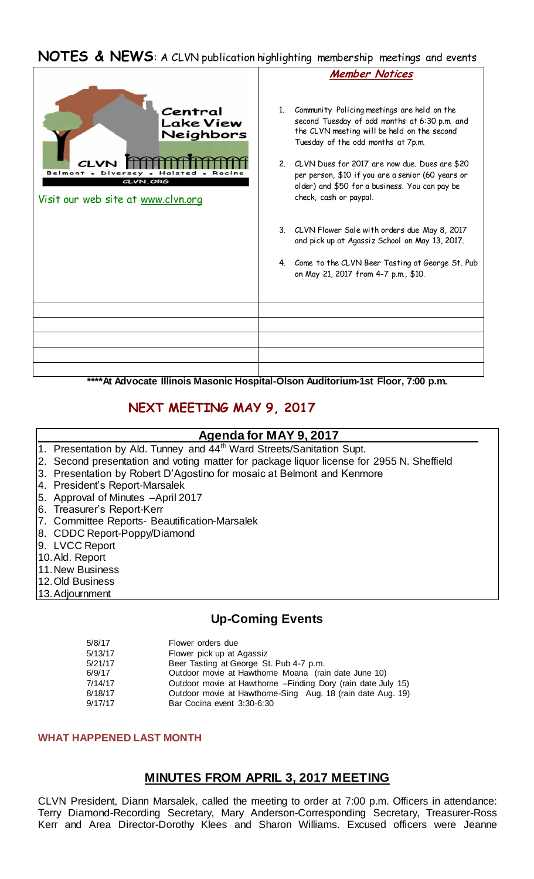# NOTES & NEWS: A CLVN publication highlighting membership meetings and events

| | |
|---|---|
| Central Lake View Neighbors<br>CLVN<br>Belmont • Diversey • Halsted • Racine<br>CLVN.ORG<br>Visit our web site at www.clvn.org | ***Member Notices***<br>1. Community Policing meetings are held on the second Tuesday of odd months at 6:30 p.m. and the CLVN meeting will be held on the second Tuesday of the odd months at 7p.m.<br>2. CLVN Dues for 2017 are now due. Dues are $20 per person, $10 if you are a senior (60 years or older) and $50 for a business. You can pay be check, cash or paypal.<br>3. CLVN Flower Sale with orders due May 8, 2017 and pick up at Agassiz School on May 13, 2017.<br>4. Come to the CLVN Beer Tasting at George St. Pub on May 21, 2017 from 4-7 p.m., $10. |
| | |
| | |
| | |
| | |
| | |

**\*\*\*\*At Advocate Illinois Masonic Hospital-Olson Auditorium-1st Floor, 7:00 p.m.**

## NEXT MEETING MAY 9, 2017

### Agenda for MAY 9, 2017

1. Presentation by Ald. Tunney and 44th Ward Streets/Sanitation Supt.
2. Second presentation and voting matter for package liquor license for 2955 N. Sheffield
3. Presentation by Robert D'Agostino for mosaic at Belmont and Kenmore
4. President's Report-Marsalek
5. Approval of Minutes –April 2017
6. Treasurer's Report-Kerr
7. Committee Reports- Beautification-Marsalek
8. CDDC Report-Poppy/Diamond
9. LVCC Report
10. Ald. Report
11. New Business
12. Old Business
13. Adjournment

## Up-Coming Events

| | |
|---|---|
| 5/8/17 | Flower orders due |
| 5/13/17 | Flower pick up at Agassiz |
| 5/21/17 | Beer Tasting at George St. Pub 4-7 p.m. |
| 6/9/17 | Outdoor movie at Hawthorne Moana (rain date June 10) |
| 7/14/17 | Outdoor movie at Hawthorne –Finding Dory (rain date July 15) |
| 8/18/17 | Outdoor movie at Hawthorne-Sing Aug. 18 (rain date Aug. 19) |
| 9/17/17 | Bar Cocina event 3:30-6:30 |

**WHAT HAPPENED LAST MONTH**

## MINUTES FROM APRIL 3, 2017 MEETING

CLVN President, Diann Marsalek, called the meeting to order at 7:00 p.m. Officers in attendance: Terry Diamond-Recording Secretary, Mary Anderson-Corresponding Secretary, Treasurer-Ross Kerr and Area Director-Dorothy Klees and Sharon Williams. Excused officers were Jeanne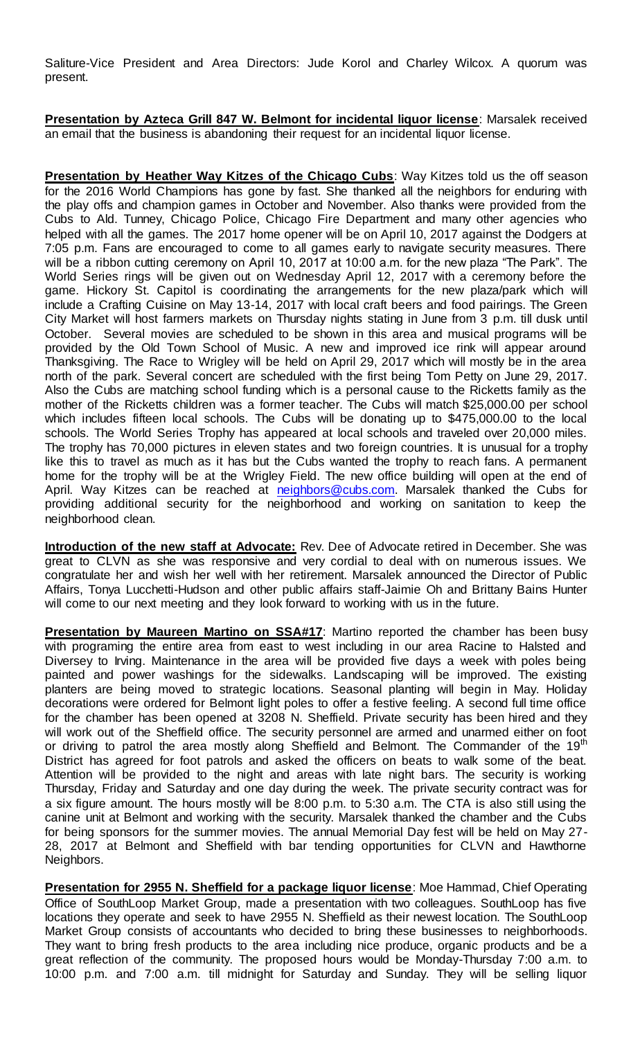Saliture-Vice President and Area Directors: Jude Korol and Charley Wilcox. A quorum was present.

**Presentation by Azteca Grill 847 W. Belmont for incidental liquor license**: Marsalek received an email that the business is abandoning their request for an incidental liquor license.

**Presentation by Heather Way Kitzes of the Chicago Cubs**: Way Kitzes told us the off season for the 2016 World Champions has gone by fast. She thanked all the neighbors for enduring with the play offs and champion games in October and November. Also thanks were provided from the Cubs to Ald. Tunney, Chicago Police, Chicago Fire Department and many other agencies who helped with all the games. The 2017 home opener will be on April 10, 2017 against the Dodgers at 7:05 p.m. Fans are encouraged to come to all games early to navigate security measures. There will be a ribbon cutting ceremony on April 10, 2017 at 10:00 a.m. for the new plaza "The Park". The World Series rings will be given out on Wednesday April 12, 2017 with a ceremony before the game. Hickory St. Capitol is coordinating the arrangements for the new plaza/park which will include a Crafting Cuisine on May 13-14, 2017 with local craft beers and food pairings. The Green City Market will host farmers markets on Thursday nights stating in June from 3 p.m. till dusk until October. Several movies are scheduled to be shown in this area and musical programs will be provided by the Old Town School of Music. A new and improved ice rink will appear around Thanksgiving. The Race to Wrigley will be held on April 29, 2017 which will mostly be in the area north of the park. Several concert are scheduled with the first being Tom Petty on June 29, 2017. Also the Cubs are matching school funding which is a personal cause to the Ricketts family as the mother of the Ricketts children was a former teacher. The Cubs will match $25,000.00 per school which includes fifteen local schools. The Cubs will be donating up to $475,000.00 to the local schools. The World Series Trophy has appeared at local schools and traveled over 20,000 miles. The trophy has 70,000 pictures in eleven states and two foreign countries. It is unusual for a trophy like this to travel as much as it has but the Cubs wanted the trophy to reach fans. A permanent home for the trophy will be at the Wrigley Field. The new office building will open at the end of April. Way Kitzes can be reached at neighbors@cubs.com. Marsalek thanked the Cubs for providing additional security for the neighborhood and working on sanitation to keep the neighborhood clean.

**Introduction of the new staff at Advocate:** Rev. Dee of Advocate retired in December. She was great to CLVN as she was responsive and very cordial to deal with on numerous issues. We congratulate her and wish her well with her retirement. Marsalek announced the Director of Public Affairs, Tonya Lucchetti-Hudson and other public affairs staff-Jaimie Oh and Brittany Bains Hunter will come to our next meeting and they look forward to working with us in the future.

**Presentation by Maureen Martino on SSA#17**: Martino reported the chamber has been busy with programing the entire area from east to west including in our area Racine to Halsted and Diversey to Irving. Maintenance in the area will be provided five days a week with poles being painted and power washings for the sidewalks. Landscaping will be improved. The existing planters are being moved to strategic locations. Seasonal planting will begin in May. Holiday decorations were ordered for Belmont light poles to offer a festive feeling. A second full time office for the chamber has been opened at 3208 N. Sheffield. Private security has been hired and they will work out of the Sheffield office. The security personnel are armed and unarmed either on foot or driving to patrol the area mostly along Sheffield and Belmont. The Commander of the 19th District has agreed for foot patrols and asked the officers on beats to walk some of the beat. Attention will be provided to the night and areas with late night bars. The security is working Thursday, Friday and Saturday and one day during the week. The private security contract was for a six figure amount. The hours mostly will be 8:00 p.m. to 5:30 a.m. The CTA is also still using the canine unit at Belmont and working with the security. Marsalek thanked the chamber and the Cubs for being sponsors for the summer movies. The annual Memorial Day fest will be held on May 27-28, 2017 at Belmont and Sheffield with bar tending opportunities for CLVN and Hawthorne Neighbors.

**Presentation for 2955 N. Sheffield for a package liquor license**: Moe Hammad, Chief Operating Office of SouthLoop Market Group, made a presentation with two colleagues. SouthLoop has five locations they operate and seek to have 2955 N. Sheffield as their newest location. The SouthLoop Market Group consists of accountants who decided to bring these businesses to neighborhoods. They want to bring fresh products to the area including nice produce, organic products and be a great reflection of the community. The proposed hours would be Monday-Thursday 7:00 a.m. to 10:00 p.m. and 7:00 a.m. till midnight for Saturday and Sunday. They will be selling liquor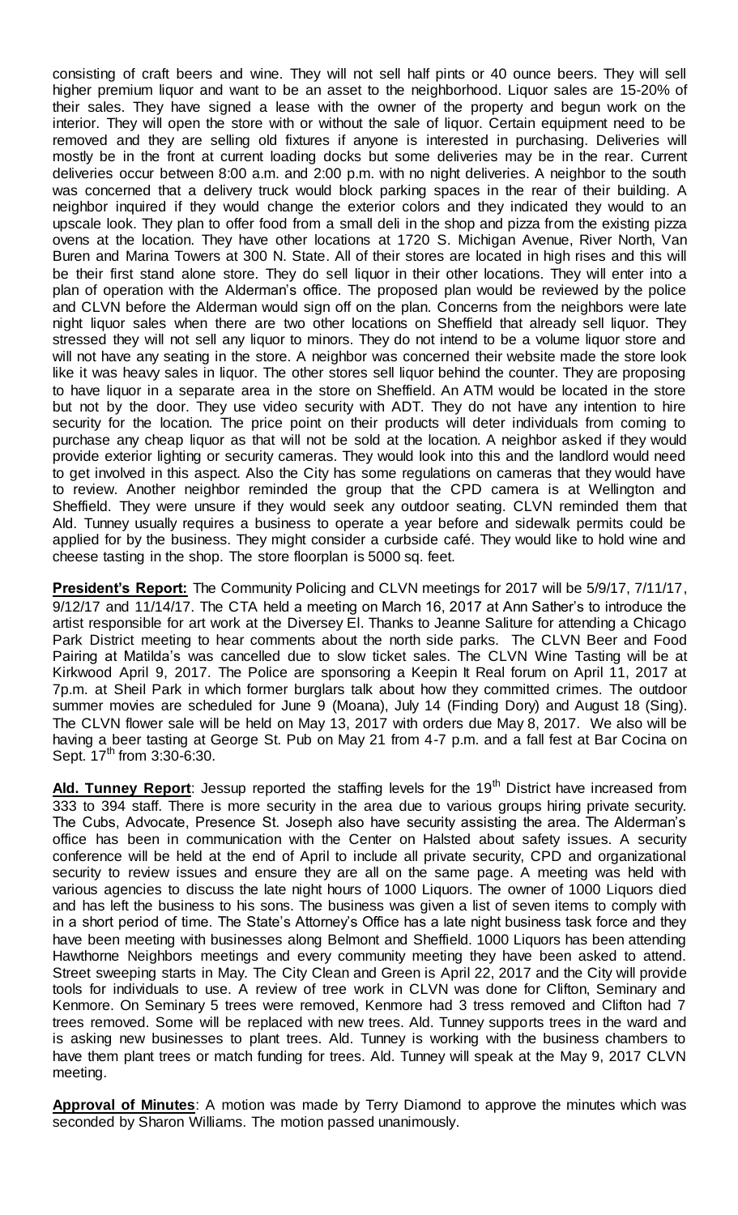consisting of craft beers and wine. They will not sell half pints or 40 ounce beers. They will sell higher premium liquor and want to be an asset to the neighborhood. Liquor sales are 15-20% of their sales. They have signed a lease with the owner of the property and begun work on the interior. They will open the store with or without the sale of liquor. Certain equipment need to be removed and they are selling old fixtures if anyone is interested in purchasing. Deliveries will mostly be in the front at current loading docks but some deliveries may be in the rear. Current deliveries occur between 8:00 a.m. and 2:00 p.m. with no night deliveries. A neighbor to the south was concerned that a delivery truck would block parking spaces in the rear of their building. A neighbor inquired if they would change the exterior colors and they indicated they would to an upscale look. They plan to offer food from a small deli in the shop and pizza from the existing pizza ovens at the location. They have other locations at 1720 S. Michigan Avenue, River North, Van Buren and Marina Towers at 300 N. State. All of their stores are located in high rises and this will be their first stand alone store. They do sell liquor in their other locations. They will enter into a plan of operation with the Alderman's office. The proposed plan would be reviewed by the police and CLVN before the Alderman would sign off on the plan. Concerns from the neighbors were late night liquor sales when there are two other locations on Sheffield that already sell liquor. They stressed they will not sell any liquor to minors. They do not intend to be a volume liquor store and will not have any seating in the store. A neighbor was concerned their website made the store look like it was heavy sales in liquor. The other stores sell liquor behind the counter. They are proposing to have liquor in a separate area in the store on Sheffield. An ATM would be located in the store but not by the door. They use video security with ADT. They do not have any intention to hire security for the location. The price point on their products will deter individuals from coming to purchase any cheap liquor as that will not be sold at the location. A neighbor asked if they would provide exterior lighting or security cameras. They would look into this and the landlord would need to get involved in this aspect. Also the City has some regulations on cameras that they would have to review. Another neighbor reminded the group that the CPD camera is at Wellington and Sheffield. They were unsure if they would seek any outdoor seating. CLVN reminded them that Ald. Tunney usually requires a business to operate a year before and sidewalk permits could be applied for by the business. They might consider a curbside café. They would like to hold wine and cheese tasting in the shop. The store floorplan is 5000 sq. feet.

**President's Report:** The Community Policing and CLVN meetings for 2017 will be 5/9/17, 7/11/17, 9/12/17 and 11/14/17. The CTA held a meeting on March 16, 2017 at Ann Sather's to introduce the artist responsible for art work at the Diversey El. Thanks to Jeanne Saliture for attending a Chicago Park District meeting to hear comments about the north side parks. The CLVN Beer and Food Pairing at Matilda's was cancelled due to slow ticket sales. The CLVN Wine Tasting will be at Kirkwood April 9, 2017. The Police are sponsoring a Keepin It Real forum on April 11, 2017 at 7p.m. at Sheil Park in which former burglars talk about how they committed crimes. The outdoor summer movies are scheduled for June 9 (Moana), July 14 (Finding Dory) and August 18 (Sing). The CLVN flower sale will be held on May 13, 2017 with orders due May 8, 2017. We also will be having a beer tasting at George St. Pub on May 21 from 4-7 p.m. and a fall fest at Bar Cocina on Sept. 17th from 3:30-6:30.

**Ald. Tunney Report**: Jessup reported the staffing levels for the 19th District have increased from 333 to 394 staff. There is more security in the area due to various groups hiring private security. The Cubs, Advocate, Presence St. Joseph also have security assisting the area. The Alderman's office has been in communication with the Center on Halsted about safety issues. A security conference will be held at the end of April to include all private security, CPD and organizational security to review issues and ensure they are all on the same page. A meeting was held with various agencies to discuss the late night hours of 1000 Liquors. The owner of 1000 Liquors died and has left the business to his sons. The business was given a list of seven items to comply with in a short period of time. The State's Attorney's Office has a late night business task force and they have been meeting with businesses along Belmont and Sheffield. 1000 Liquors has been attending Hawthorne Neighbors meetings and every community meeting they have been asked to attend. Street sweeping starts in May. The City Clean and Green is April 22, 2017 and the City will provide tools for individuals to use. A review of tree work in CLVN was done for Clifton, Seminary and Kenmore. On Seminary 5 trees were removed, Kenmore had 3 tress removed and Clifton had 7 trees removed. Some will be replaced with new trees. Ald. Tunney supports trees in the ward and is asking new businesses to plant trees. Ald. Tunney is working with the business chambers to have them plant trees or match funding for trees. Ald. Tunney will speak at the May 9, 2017 CLVN meeting.

**Approval of Minutes**: A motion was made by Terry Diamond to approve the minutes which was seconded by Sharon Williams. The motion passed unanimously.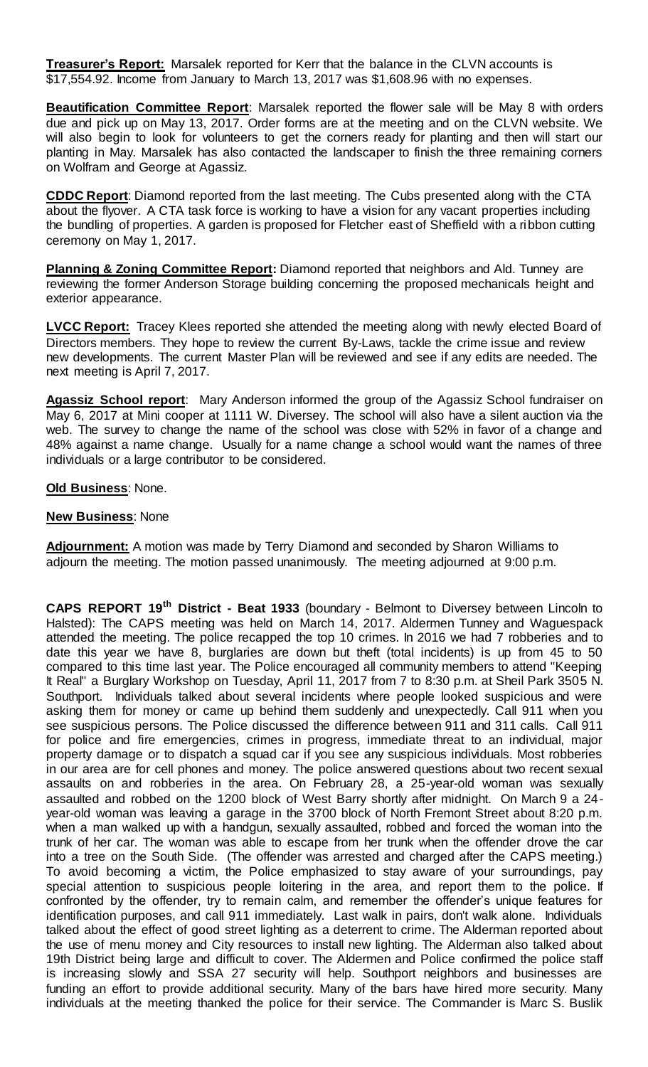**Treasurer's Report:** Marsalek reported for Kerr that the balance in the CLVN accounts is $17,554.92. Income from January to March 13, 2017 was $1,608.96 with no expenses.

**Beautification Committee Report**: Marsalek reported the flower sale will be May 8 with orders due and pick up on May 13, 2017. Order forms are at the meeting and on the CLVN website. We will also begin to look for volunteers to get the corners ready for planting and then will start our planting in May. Marsalek has also contacted the landscaper to finish the three remaining corners on Wolfram and George at Agassiz.

**CDDC Report**: Diamond reported from the last meeting. The Cubs presented along with the CTA about the flyover. A CTA task force is working to have a vision for any vacant properties including the bundling of properties. A garden is proposed for Fletcher east of Sheffield with a ribbon cutting ceremony on May 1, 2017.

**Planning & Zoning Committee Report:** Diamond reported that neighbors and Ald. Tunney are reviewing the former Anderson Storage building concerning the proposed mechanicals height and exterior appearance.

**LVCC Report:** Tracey Klees reported she attended the meeting along with newly elected Board of Directors members. They hope to review the current By-Laws, tackle the crime issue and review new developments. The current Master Plan will be reviewed and see if any edits are needed. The next meeting is April 7, 2017.

**Agassiz School report**: Mary Anderson informed the group of the Agassiz School fundraiser on May 6, 2017 at Mini cooper at 1111 W. Diversey. The school will also have a silent auction via the web. The survey to change the name of the school was close with 52% in favor of a change and 48% against a name change. Usually for a name change a school would want the names of three individuals or a large contributor to be considered.

**Old Business**: None.

**New Business**: None

**Adjournment:** A motion was made by Terry Diamond and seconded by Sharon Williams to adjourn the meeting. The motion passed unanimously. The meeting adjourned at 9:00 p.m.

**CAPS REPORT 19th District - Beat 1933** (boundary - Belmont to Diversey between Lincoln to Halsted): The CAPS meeting was held on March 14, 2017. Aldermen Tunney and Waguespack attended the meeting. The police recapped the top 10 crimes. In 2016 we had 7 robberies and to date this year we have 8, burglaries are down but theft (total incidents) is up from 45 to 50 compared to this time last year. The Police encouraged all community members to attend "Keeping It Real" a Burglary Workshop on Tuesday, April 11, 2017 from 7 to 8:30 p.m. at Sheil Park 3505 N. Southport. Individuals talked about several incidents where people looked suspicious and were asking them for money or came up behind them suddenly and unexpectedly. Call 911 when you see suspicious persons. The Police discussed the difference between 911 and 311 calls. Call 911 for police and fire emergencies, crimes in progress, immediate threat to an individual, major property damage or to dispatch a squad car if you see any suspicious individuals. Most robberies in our area are for cell phones and money. The police answered questions about two recent sexual assaults on and robberies in the area. On February 28, a 25-year-old woman was sexually assaulted and robbed on the 1200 block of West Barry shortly after midnight. On March 9 a 24-year-old woman was leaving a garage in the 3700 block of North Fremont Street about 8:20 p.m. when a man walked up with a handgun, sexually assaulted, robbed and forced the woman into the trunk of her car. The woman was able to escape from her trunk when the offender drove the car into a tree on the South Side. (The offender was arrested and charged after the CAPS meeting.) To avoid becoming a victim, the Police emphasized to stay aware of your surroundings, pay special attention to suspicious people loitering in the area, and report them to the police. If confronted by the offender, try to remain calm, and remember the offender's unique features for identification purposes, and call 911 immediately. Last walk in pairs, don't walk alone. Individuals talked about the effect of good street lighting as a deterrent to crime. The Alderman reported about the use of menu money and City resources to install new lighting. The Alderman also talked about 19th District being large and difficult to cover. The Aldermen and Police confirmed the police staff is increasing slowly and SSA 27 security will help. Southport neighbors and businesses are funding an effort to provide additional security. Many of the bars have hired more security. Many individuals at the meeting thanked the police for their service. The Commander is Marc S. Buslik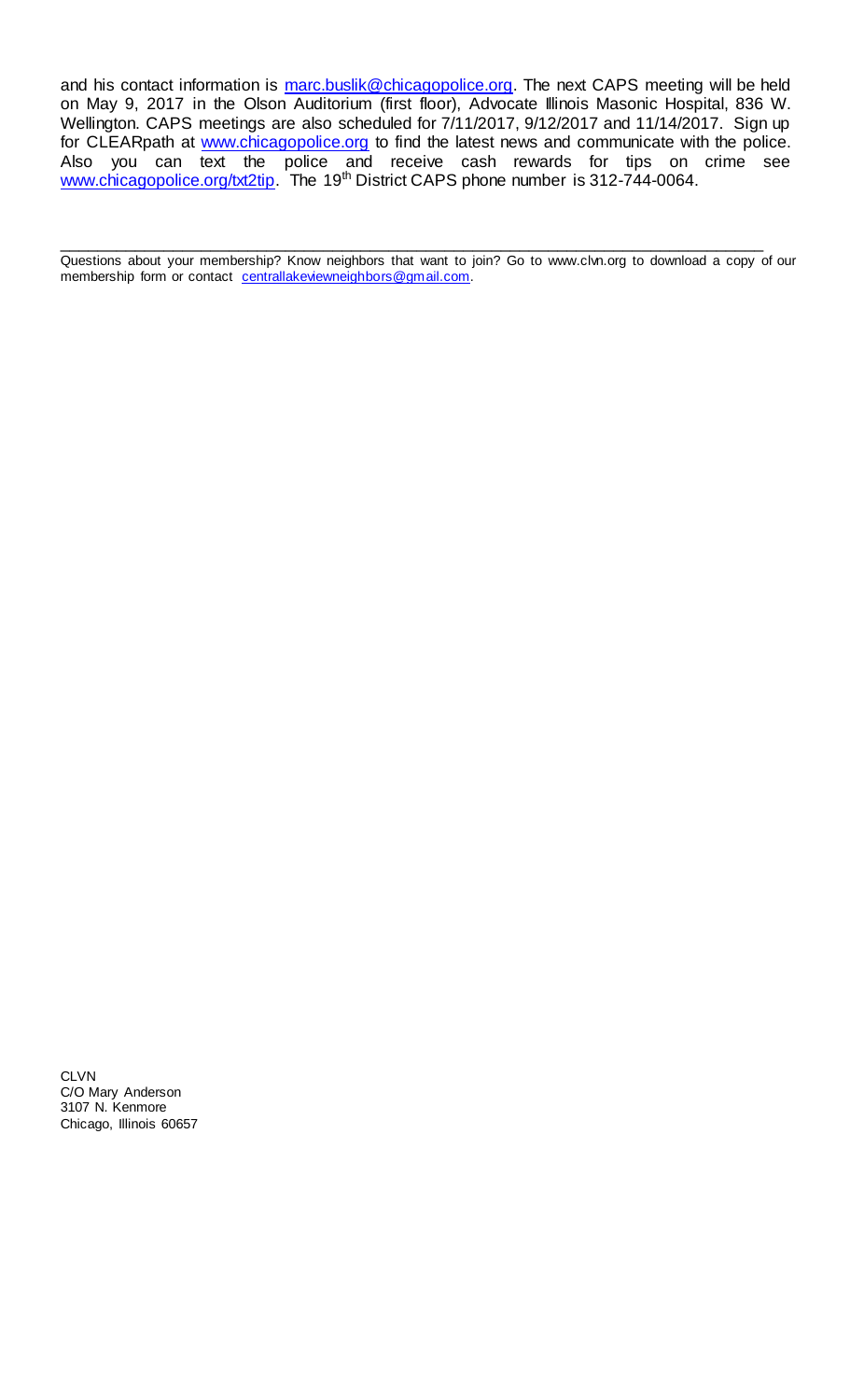and his contact information is marc.buslik@chicagopolice.org. The next CAPS meeting will be held on May 9, 2017 in the Olson Auditorium (first floor), Advocate Illinois Masonic Hospital, 836 W. Wellington. CAPS meetings are also scheduled for 7/11/2017, 9/12/2017 and 11/14/2017. Sign up for CLEARpath at www.chicagopolice.org to find the latest news and communicate with the police. Also you can text the police and receive cash rewards for tips on crime see www.chicagopolice.org/txt2tip. The 19th District CAPS phone number is 312-744-0064.

---

Questions about your membership? Know neighbors that want to join? Go to www.clvn.org to download a copy of our membership form or contact centrallakeviewneighbors@gmail.com.

CLVN
C/O Mary Anderson
3107 N. Kenmore
Chicago, Illinois 60657